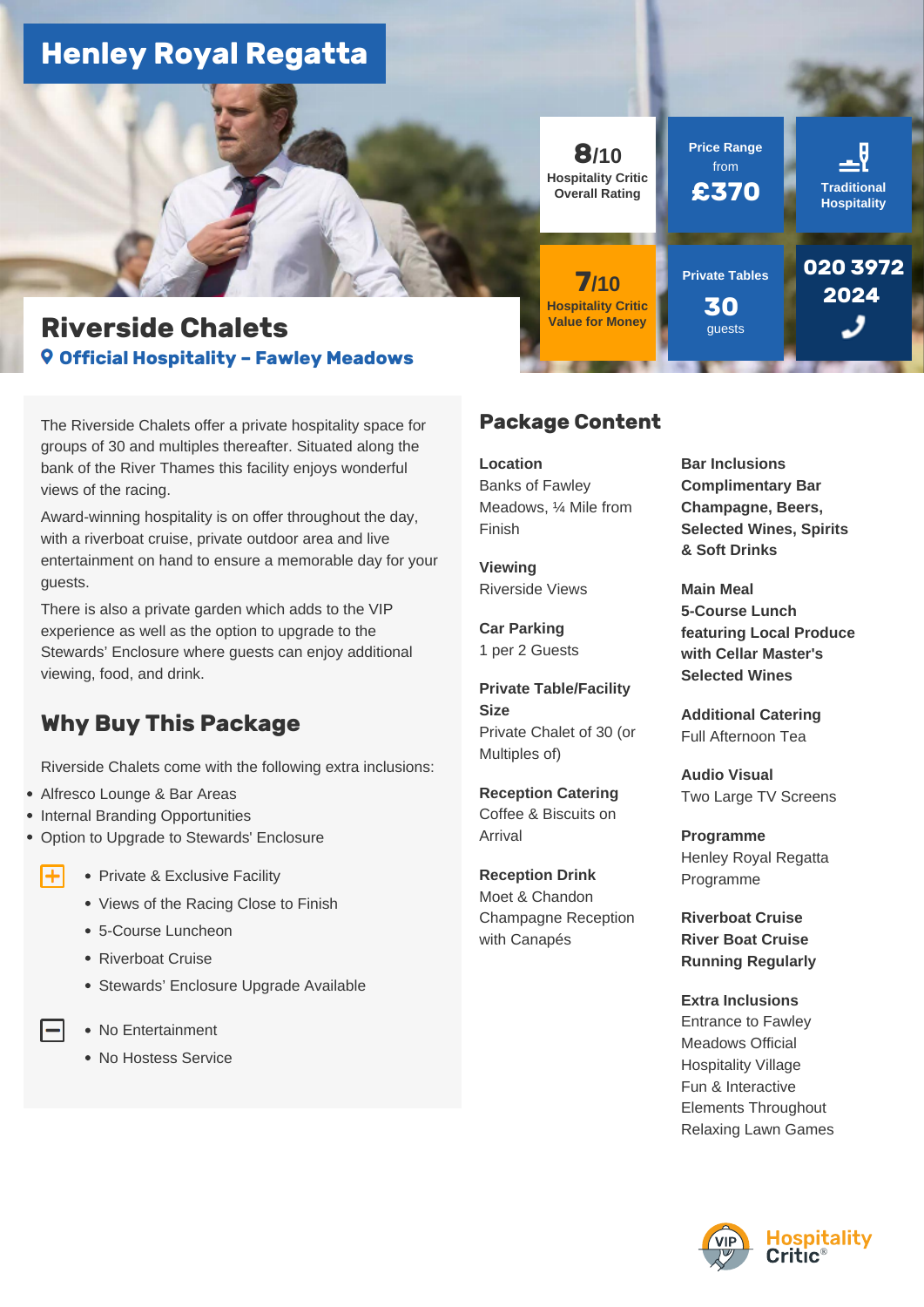# Henley Royal Regatta

## Riverside Chalets

Official Hospitality – Fawley Meadows

**8/10** Hospitality Critic Overall Rating

**7/10** Hospitality Critic Value for Money

Price Range from **£370**

Private Tables **30** guests

Traditional Hospitality

**020 3972 2024**

The Riverside Chalets offer a private hospitality space for groups of 30 and multiples thereafter. Situated along the bank of the River Thames this facility enjoys wonderful views of the racing.

Award-winning hospitality is on offer throughout the day, with a riverboat cruise, private outdoor area and live entertainment on hand to ensure a memorable day for your guests.

There is also a private garden which adds to the VIP experience as well as the option to upgrade to the Stewards' Enclosure where guests can enjoy additional viewing, food, and drink.

## Why Buy This Package

Riverside Chalets come with the following extra inclusions:

- Alfresco Lounge & Bar Areas
- Internal Branding Opportunities
- Option to Upgrade to Stewards' Enclosure

**+**

- Private & Exclusive Facility
- Views of the Racing Close to Finish
- 5-Course Luncheon
- Riverboat Cruise
- Stewards' Enclosure Upgrade Available

**−**

- No Entertainment
- No Hostess Service

## Package Content

**Location**
Banks of Fawley Meadows, ¼ Mile from Finish

**Viewing**
Riverside Views

**Car Parking**
1 per 2 Guests

**Private Table/Facility Size**
Private Chalet of 30 (or Multiples of)

**Reception Catering**
Coffee & Biscuits on Arrival

**Reception Drink**
Moet & Chandon Champagne Reception with Canapés

**Bar Inclusions**
**Complimentary Bar Champagne, Beers, Selected Wines, Spirits & Soft Drinks**

**Main Meal**
**5-Course Lunch featuring Local Produce with Cellar Master's Selected Wines**

**Additional Catering**
Full Afternoon Tea

**Audio Visual**
Two Large TV Screens

**Programme**
Henley Royal Regatta Programme

**Riverboat Cruise**
**River Boat Cruise Running Regularly**

**Extra Inclusions**
Entrance to Fawley Meadows Official Hospitality Village
Fun & Interactive Elements Throughout
Relaxing Lawn Games

Hospitality Critic®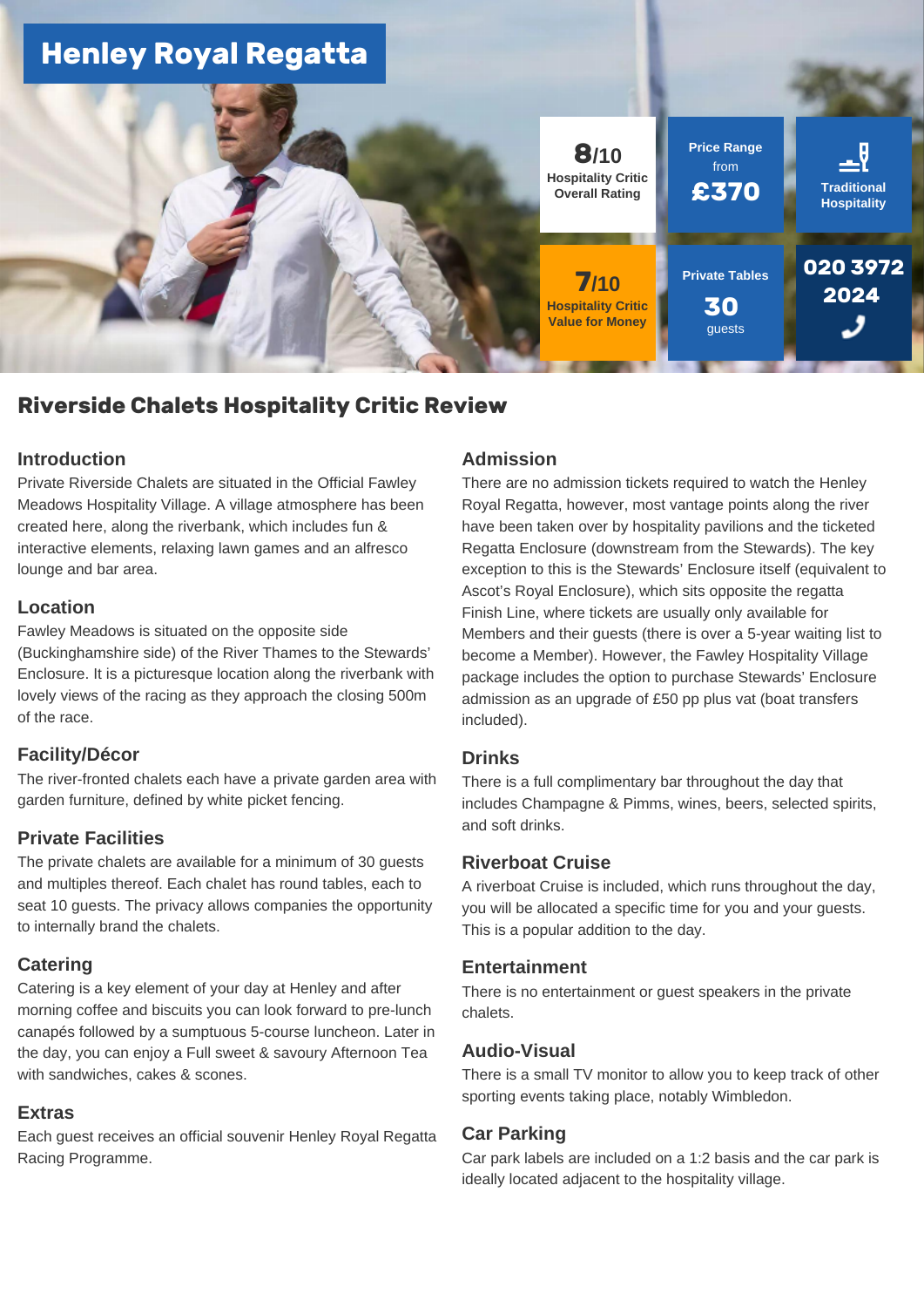# Henley Royal Regatta

**8/10** Hospitality Critic Overall Rating

Price Range from **£370**

Traditional Hospitality

**7/10** Hospitality Critic Value for Money

Private Tables **30** guests

**020 3972 2024**

## Riverside Chalets Hospitality Critic Review

### Introduction

Private Riverside Chalets are situated in the Official Fawley Meadows Hospitality Village. A village atmosphere has been created here, along the riverbank, which includes fun & interactive elements, relaxing lawn games and an alfresco lounge and bar area.

### Location

Fawley Meadows is situated on the opposite side (Buckinghamshire side) of the River Thames to the Stewards' Enclosure. It is a picturesque location along the riverbank with lovely views of the racing as they approach the closing 500m of the race.

### Facility/Décor

The river-fronted chalets each have a private garden area with garden furniture, defined by white picket fencing.

### Private Facilities

The private chalets are available for a minimum of 30 guests and multiples thereof. Each chalet has round tables, each to seat 10 guests. The privacy allows companies the opportunity to internally brand the chalets.

### Catering

Catering is a key element of your day at Henley and after morning coffee and biscuits you can look forward to pre-lunch canapés followed by a sumptuous 5-course luncheon. Later in the day, you can enjoy a Full sweet & savoury Afternoon Tea with sandwiches, cakes & scones.

### Extras

Each guest receives an official souvenir Henley Royal Regatta Racing Programme.

### Admission

There are no admission tickets required to watch the Henley Royal Regatta, however, most vantage points along the river have been taken over by hospitality pavilions and the ticketed Regatta Enclosure (downstream from the Stewards). The key exception to this is the Stewards' Enclosure itself (equivalent to Ascot's Royal Enclosure), which sits opposite the regatta Finish Line, where tickets are usually only available for Members and their guests (there is over a 5-year waiting list to become a Member). However, the Fawley Hospitality Village package includes the option to purchase Stewards' Enclosure admission as an upgrade of £50 pp plus vat (boat transfers included).

### Drinks

There is a full complimentary bar throughout the day that includes Champagne & Pimms, wines, beers, selected spirits, and soft drinks.

### Riverboat Cruise

A riverboat Cruise is included, which runs throughout the day, you will be allocated a specific time for you and your guests. This is a popular addition to the day.

### Entertainment

There is no entertainment or guest speakers in the private chalets.

### Audio-Visual

There is a small TV monitor to allow you to keep track of other sporting events taking place, notably Wimbledon.

### Car Parking

Car park labels are included on a 1:2 basis and the car park is ideally located adjacent to the hospitality village.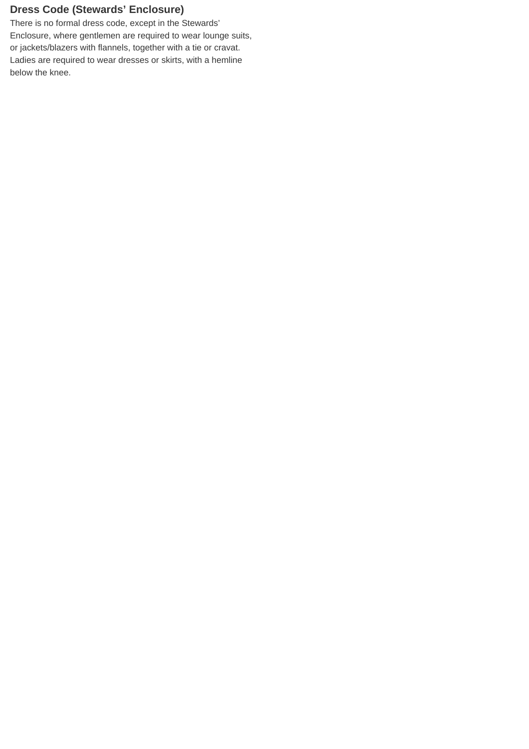## Dress Code (Stewards' Enclosure)

There is no formal dress code, except in the Stewards' Enclosure, where gentlemen are required to wear lounge suits, or jackets/blazers with flannels, together with a tie or cravat. Ladies are required to wear dresses or skirts, with a hemline below the knee.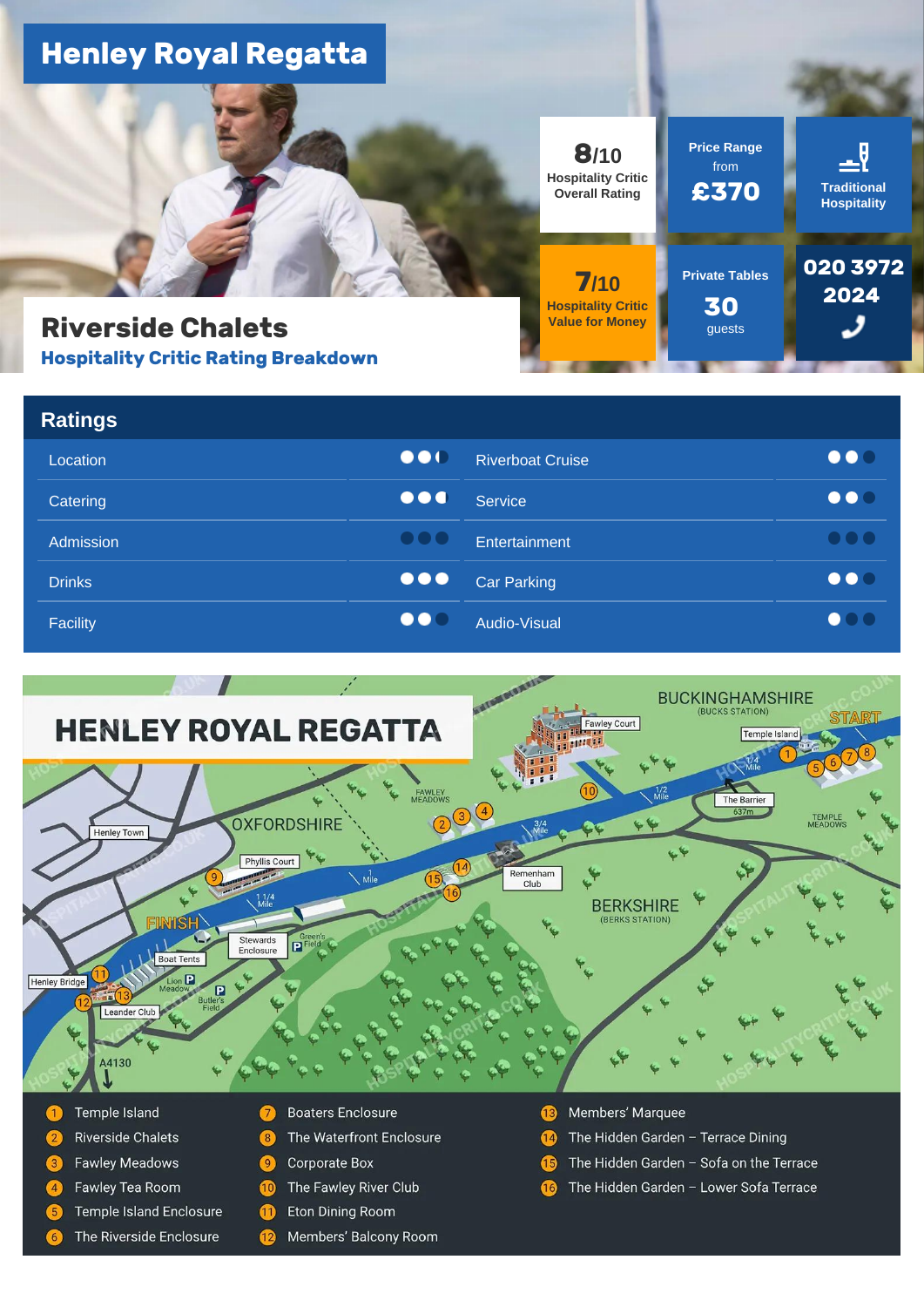# Henley Royal Regatta

## Riverside Chalets

### Hospitality Critic Rating Breakdown

**8/10** Hospitality Critic Overall Rating

**Price Range** from **£370**

**Traditional Hospitality**

**7/10** Hospitality Critic Value for Money

**Private Tables** **30** guests

**020 3972 2024**

## Ratings

| | | | |
|---|---|---|---|
| Location | ●●◐ | Riverboat Cruise | ●●○ |
| Catering | ●●◐ | Service | ●●○ |
| Admission | ○○○ | Entertainment | ○○○ |
| Drinks | ●●● | Car Parking | ●●○ |
| Facility | ●●○ | Audio-Visual | ●○○ |

## HENLEY ROYAL REGATTA

1. Temple Island
2. Riverside Chalets
3. Fawley Meadows
4. Fawley Tea Room
5. Temple Island Enclosure
6. The Riverside Enclosure
7. Boaters Enclosure
8. The Waterfront Enclosure
9. Corporate Box
10. The Fawley River Club
11. Eton Dining Room
12. Members' Balcony Room
13. Members' Marquee
14. The Hidden Garden – Terrace Dining
15. The Hidden Garden – Sofa on the Terrace
16. The Hidden Garden – Lower Sofa Terrace